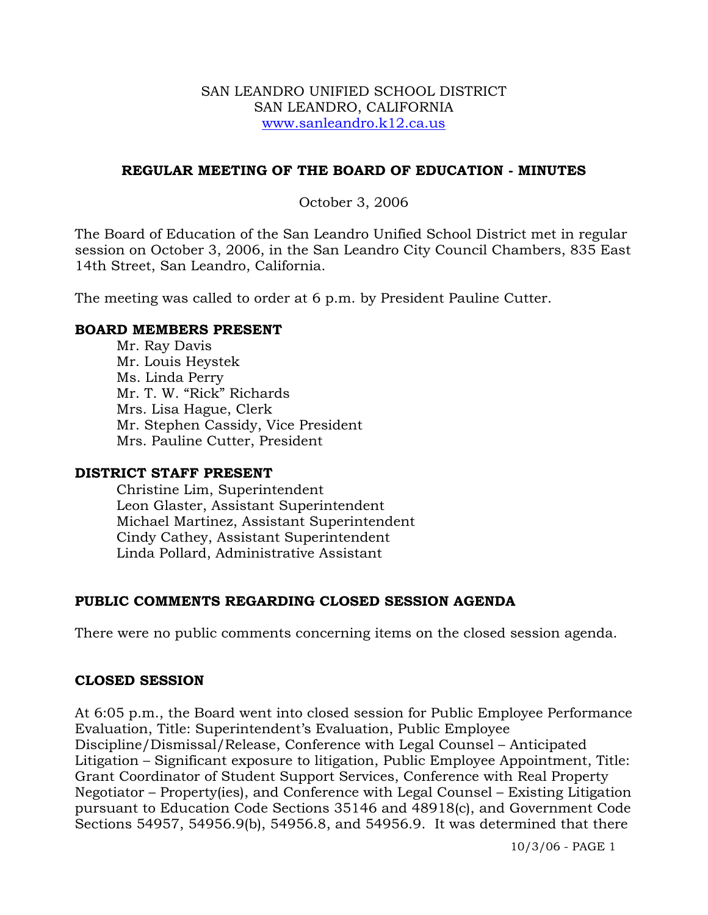SAN LEANDRO UNIFIED SCHOOL DISTRICT
SAN LEANDRO, CALIFORNIA
www.sanleandro.k12.ca.us

## REGULAR MEETING OF THE BOARD OF EDUCATION - MINUTES

October 3, 2006

The Board of Education of the San Leandro Unified School District met in regular session on October 3, 2006, in the San Leandro City Council Chambers, 835 East 14th Street, San Leandro, California.

The meeting was called to order at 6 p.m. by President Pauline Cutter.

### BOARD MEMBERS PRESENT

Mr. Ray Davis
Mr. Louis Heystek
Ms. Linda Perry
Mr. T. W. "Rick" Richards
Mrs. Lisa Hague, Clerk
Mr. Stephen Cassidy, Vice President
Mrs. Pauline Cutter, President

### DISTRICT STAFF PRESENT

Christine Lim, Superintendent
Leon Glaster, Assistant Superintendent
Michael Martinez, Assistant Superintendent
Cindy Cathey, Assistant Superintendent
Linda Pollard, Administrative Assistant

### PUBLIC COMMENTS REGARDING CLOSED SESSION AGENDA

There were no public comments concerning items on the closed session agenda.

### CLOSED SESSION

At 6:05 p.m., the Board went into closed session for Public Employee Performance Evaluation, Title: Superintendent's Evaluation, Public Employee Discipline/Dismissal/Release, Conference with Legal Counsel – Anticipated Litigation – Significant exposure to litigation, Public Employee Appointment, Title: Grant Coordinator of Student Support Services, Conference with Real Property Negotiator – Property(ies), and Conference with Legal Counsel – Existing Litigation pursuant to Education Code Sections 35146 and 48918(c), and Government Code Sections 54957, 54956.9(b), 54956.8, and 54956.9. It was determined that there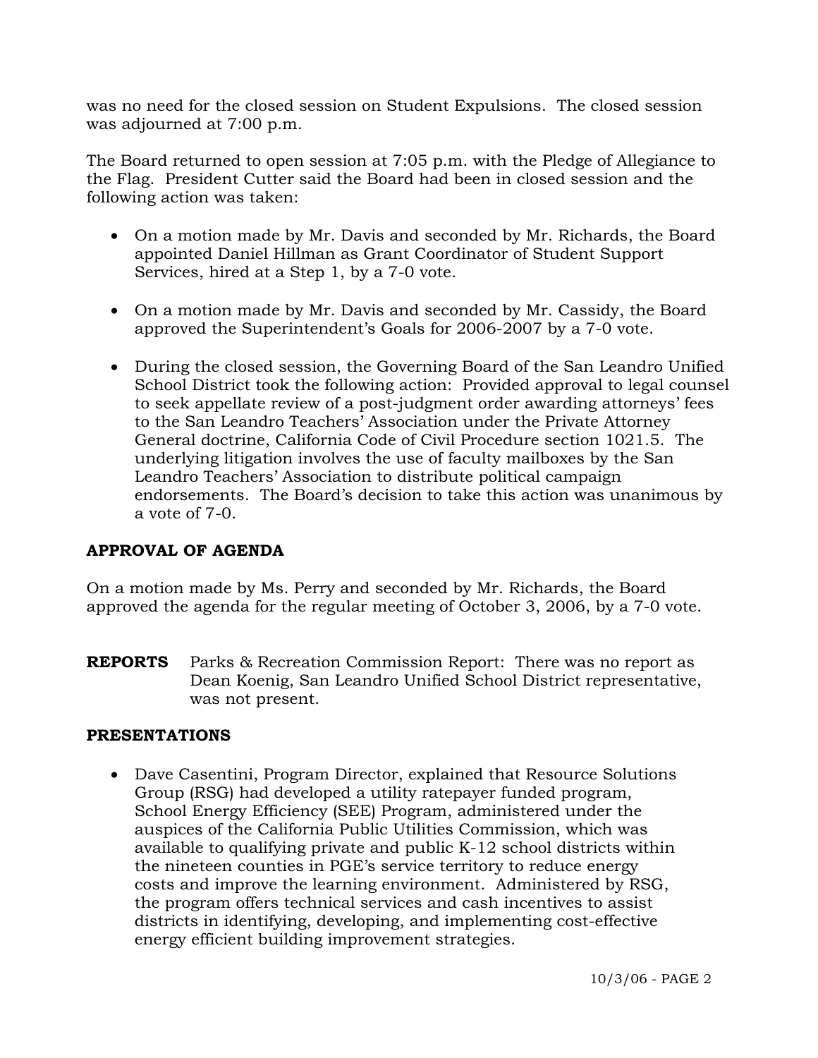was no need for the closed session on Student Expulsions. The closed session was adjourned at 7:00 p.m.

The Board returned to open session at 7:05 p.m. with the Pledge of Allegiance to the Flag. President Cutter said the Board had been in closed session and the following action was taken:

- On a motion made by Mr. Davis and seconded by Mr. Richards, the Board appointed Daniel Hillman as Grant Coordinator of Student Support Services, hired at a Step 1, by a 7-0 vote.

- On a motion made by Mr. Davis and seconded by Mr. Cassidy, the Board approved the Superintendent's Goals for 2006-2007 by a 7-0 vote.

- During the closed session, the Governing Board of the San Leandro Unified School District took the following action: Provided approval to legal counsel to seek appellate review of a post-judgment order awarding attorneys' fees to the San Leandro Teachers' Association under the Private Attorney General doctrine, California Code of Civil Procedure section 1021.5. The underlying litigation involves the use of faculty mailboxes by the San Leandro Teachers' Association to distribute political campaign endorsements. The Board's decision to take this action was unanimous by a vote of 7-0.

## APPROVAL OF AGENDA

On a motion made by Ms. Perry and seconded by Mr. Richards, the Board approved the agenda for the regular meeting of October 3, 2006, by a 7-0 vote.

**REPORTS** Parks & Recreation Commission Report: There was no report as Dean Koenig, San Leandro Unified School District representative, was not present.

## PRESENTATIONS

- Dave Casentini, Program Director, explained that Resource Solutions Group (RSG) had developed a utility ratepayer funded program, School Energy Efficiency (SEE) Program, administered under the auspices of the California Public Utilities Commission, which was available to qualifying private and public K-12 school districts within the nineteen counties in PGE's service territory to reduce energy costs and improve the learning environment. Administered by RSG, the program offers technical services and cash incentives to assist districts in identifying, developing, and implementing cost-effective energy efficient building improvement strategies.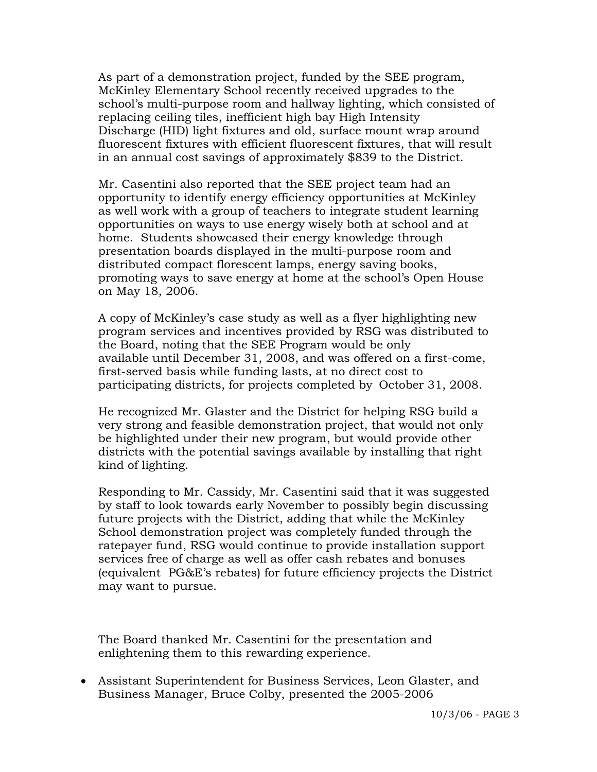As part of a demonstration project, funded by the SEE program, McKinley Elementary School recently received upgrades to the school's multi-purpose room and hallway lighting, which consisted of replacing ceiling tiles, inefficient high bay High Intensity Discharge (HID) light fixtures and old, surface mount wrap around fluorescent fixtures with efficient fluorescent fixtures, that will result in an annual cost savings of approximately $839 to the District.

Mr. Casentini also reported that the SEE project team had an opportunity to identify energy efficiency opportunities at McKinley as well work with a group of teachers to integrate student learning opportunities on ways to use energy wisely both at school and at home. Students showcased their energy knowledge through presentation boards displayed in the multi-purpose room and distributed compact florescent lamps, energy saving books, promoting ways to save energy at home at the school's Open House on May 18, 2006.

A copy of McKinley's case study as well as a flyer highlighting new program services and incentives provided by RSG was distributed to the Board, noting that the SEE Program would be only available until December 31, 2008, and was offered on a first-come, first-served basis while funding lasts, at no direct cost to participating districts, for projects completed by October 31, 2008.

He recognized Mr. Glaster and the District for helping RSG build a very strong and feasible demonstration project, that would not only be highlighted under their new program, but would provide other districts with the potential savings available by installing that right kind of lighting.

Responding to Mr. Cassidy, Mr. Casentini said that it was suggested by staff to look towards early November to possibly begin discussing future projects with the District, adding that while the McKinley School demonstration project was completely funded through the ratepayer fund, RSG would continue to provide installation support services free of charge as well as offer cash rebates and bonuses (equivalent PG&E's rebates) for future efficiency projects the District may want to pursue.

The Board thanked Mr. Casentini for the presentation and enlightening them to this rewarding experience.

- Assistant Superintendent for Business Services, Leon Glaster, and Business Manager, Bruce Colby, presented the 2005-2006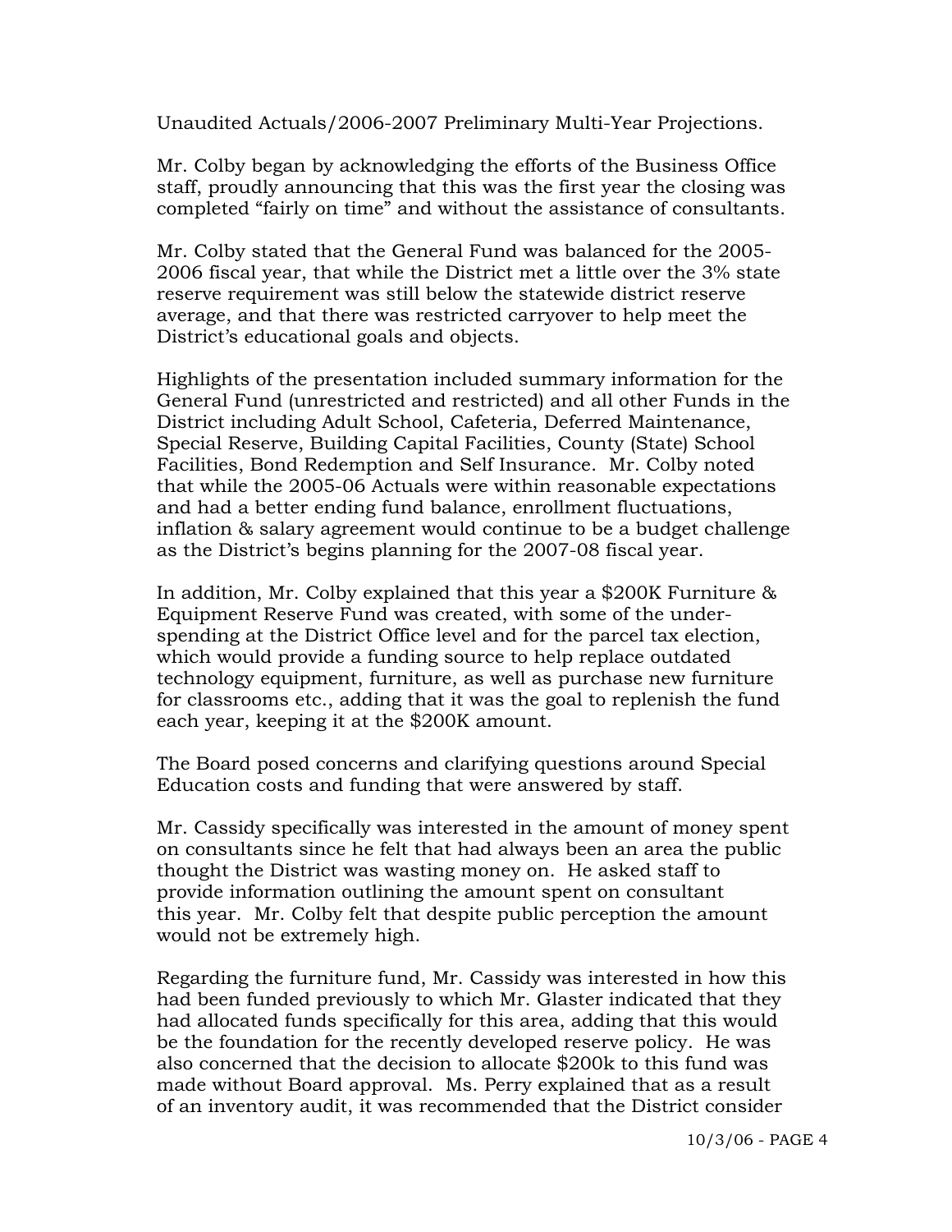Unaudited Actuals/2006-2007 Preliminary Multi-Year Projections.

Mr. Colby began by acknowledging the efforts of the Business Office staff, proudly announcing that this was the first year the closing was completed "fairly on time" and without the assistance of consultants.

Mr. Colby stated that the General Fund was balanced for the 2005-2006 fiscal year, that while the District met a little over the 3% state reserve requirement was still below the statewide district reserve average, and that there was restricted carryover to help meet the District's educational goals and objects.

Highlights of the presentation included summary information for the General Fund (unrestricted and restricted) and all other Funds in the District including Adult School, Cafeteria, Deferred Maintenance, Special Reserve, Building Capital Facilities, County (State) School Facilities, Bond Redemption and Self Insurance. Mr. Colby noted that while the 2005-06 Actuals were within reasonable expectations and had a better ending fund balance, enrollment fluctuations, inflation & salary agreement would continue to be a budget challenge as the District's begins planning for the 2007-08 fiscal year.

In addition, Mr. Colby explained that this year a $200K Furniture & Equipment Reserve Fund was created, with some of the under-spending at the District Office level and for the parcel tax election, which would provide a funding source to help replace outdated technology equipment, furniture, as well as purchase new furniture for classrooms etc., adding that it was the goal to replenish the fund each year, keeping it at the $200K amount.

The Board posed concerns and clarifying questions around Special Education costs and funding that were answered by staff.

Mr. Cassidy specifically was interested in the amount of money spent on consultants since he felt that had always been an area the public thought the District was wasting money on. He asked staff to provide information outlining the amount spent on consultant this year. Mr. Colby felt that despite public perception the amount would not be extremely high.

Regarding the furniture fund, Mr. Cassidy was interested in how this had been funded previously to which Mr. Glaster indicated that they had allocated funds specifically for this area, adding that this would be the foundation for the recently developed reserve policy. He was also concerned that the decision to allocate $200k to this fund was made without Board approval. Ms. Perry explained that as a result of an inventory audit, it was recommended that the District consider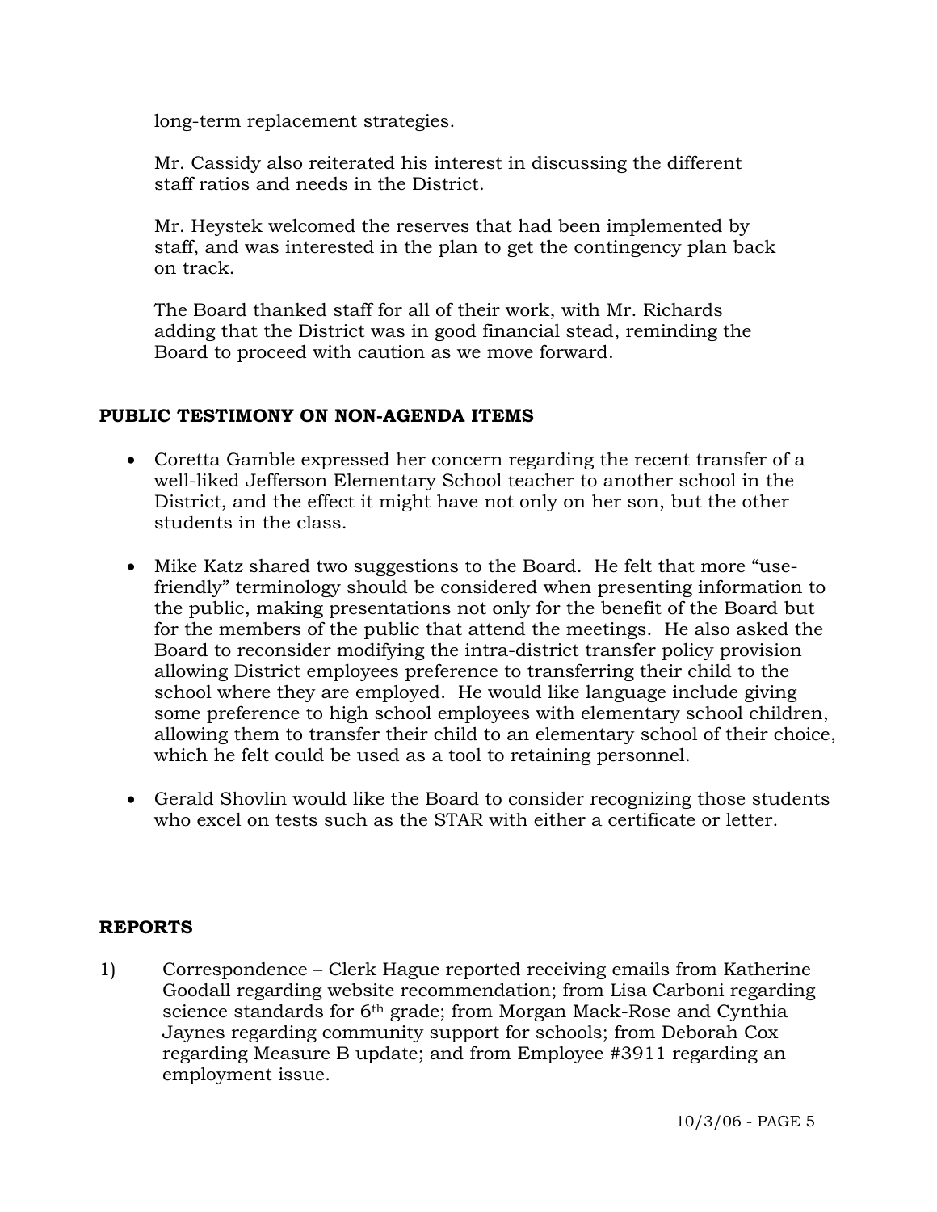long-term replacement strategies.

Mr. Cassidy also reiterated his interest in discussing the different staff ratios and needs in the District.

Mr. Heystek welcomed the reserves that had been implemented by staff, and was interested in the plan to get the contingency plan back on track.

The Board thanked staff for all of their work, with Mr. Richards adding that the District was in good financial stead, reminding the Board to proceed with caution as we move forward.

## PUBLIC TESTIMONY ON NON-AGENDA ITEMS

- Coretta Gamble expressed her concern regarding the recent transfer of a well-liked Jefferson Elementary School teacher to another school in the District, and the effect it might have not only on her son, but the other students in the class.
- Mike Katz shared two suggestions to the Board. He felt that more "use-friendly" terminology should be considered when presenting information to the public, making presentations not only for the benefit of the Board but for the members of the public that attend the meetings. He also asked the Board to reconsider modifying the intra-district transfer policy provision allowing District employees preference to transferring their child to the school where they are employed. He would like language include giving some preference to high school employees with elementary school children, allowing them to transfer their child to an elementary school of their choice, which he felt could be used as a tool to retaining personnel.
- Gerald Shovlin would like the Board to consider recognizing those students who excel on tests such as the STAR with either a certificate or letter.

## REPORTS

1) Correspondence – Clerk Hague reported receiving emails from Katherine Goodall regarding website recommendation; from Lisa Carboni regarding science standards for 6th grade; from Morgan Mack-Rose and Cynthia Jaynes regarding community support for schools; from Deborah Cox regarding Measure B update; and from Employee #3911 regarding an employment issue.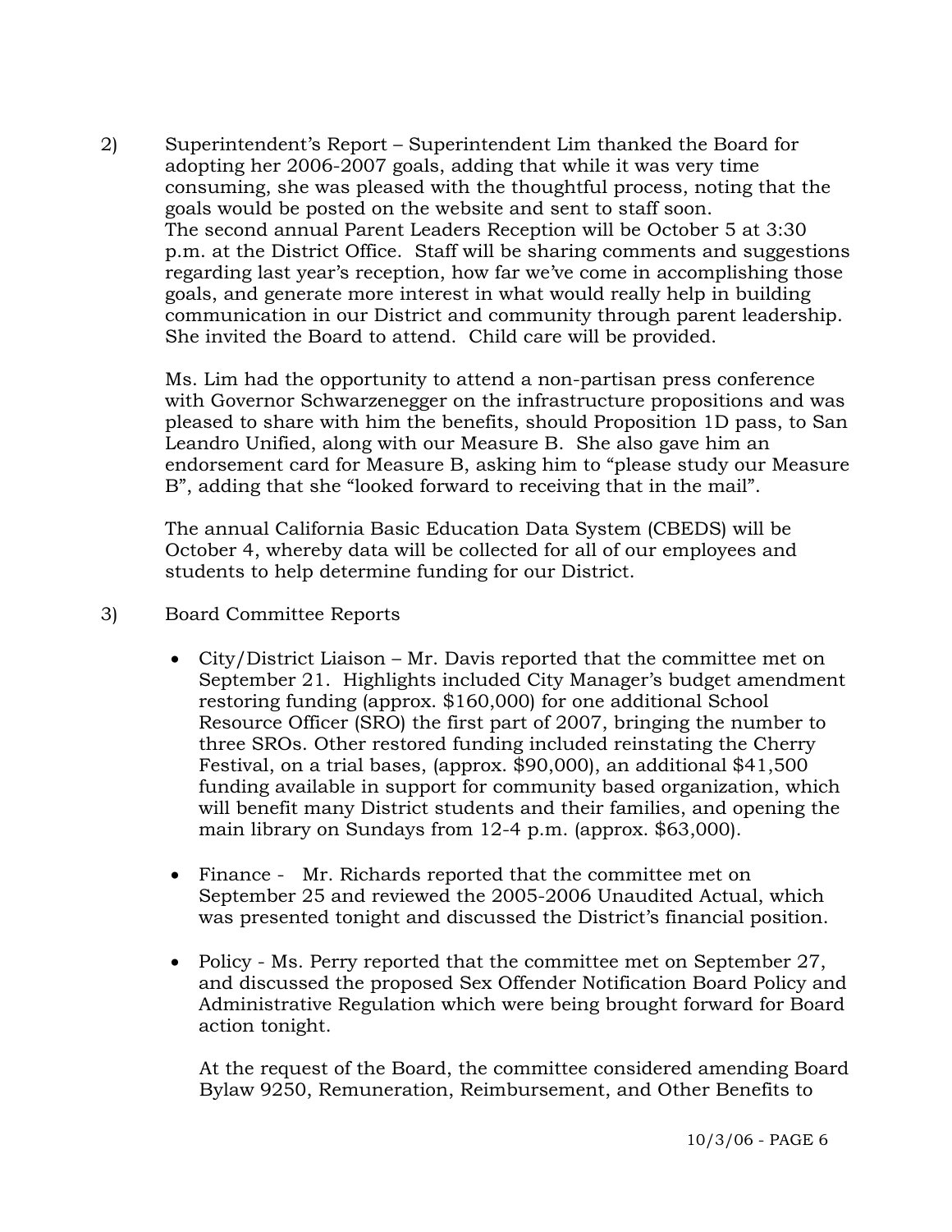2) Superintendent's Report – Superintendent Lim thanked the Board for adopting her 2006-2007 goals, adding that while it was very time consuming, she was pleased with the thoughtful process, noting that the goals would be posted on the website and sent to staff soon. The second annual Parent Leaders Reception will be October 5 at 3:30 p.m. at the District Office. Staff will be sharing comments and suggestions regarding last year's reception, how far we've come in accomplishing those goals, and generate more interest in what would really help in building communication in our District and community through parent leadership. She invited the Board to attend. Child care will be provided.

   Ms. Lim had the opportunity to attend a non-partisan press conference with Governor Schwarzenegger on the infrastructure propositions and was pleased to share with him the benefits, should Proposition 1D pass, to San Leandro Unified, along with our Measure B. She also gave him an endorsement card for Measure B, asking him to "please study our Measure B", adding that she "looked forward to receiving that in the mail".

   The annual California Basic Education Data System (CBEDS) will be October 4, whereby data will be collected for all of our employees and students to help determine funding for our District.

3) Board Committee Reports

   - City/District Liaison – Mr. Davis reported that the committee met on September 21. Highlights included City Manager's budget amendment restoring funding (approx. $160,000) for one additional School Resource Officer (SRO) the first part of 2007, bringing the number to three SROs. Other restored funding included reinstating the Cherry Festival, on a trial bases, (approx. $90,000), an additional $41,500 funding available in support for community based organization, which will benefit many District students and their families, and opening the main library on Sundays from 12-4 p.m. (approx. $63,000).

   - Finance - Mr. Richards reported that the committee met on September 25 and reviewed the 2005-2006 Unaudited Actual, which was presented tonight and discussed the District's financial position.

   - Policy - Ms. Perry reported that the committee met on September 27, and discussed the proposed Sex Offender Notification Board Policy and Administrative Regulation which were being brought forward for Board action tonight.

     At the request of the Board, the committee considered amending Board Bylaw 9250, Remuneration, Reimbursement, and Other Benefits to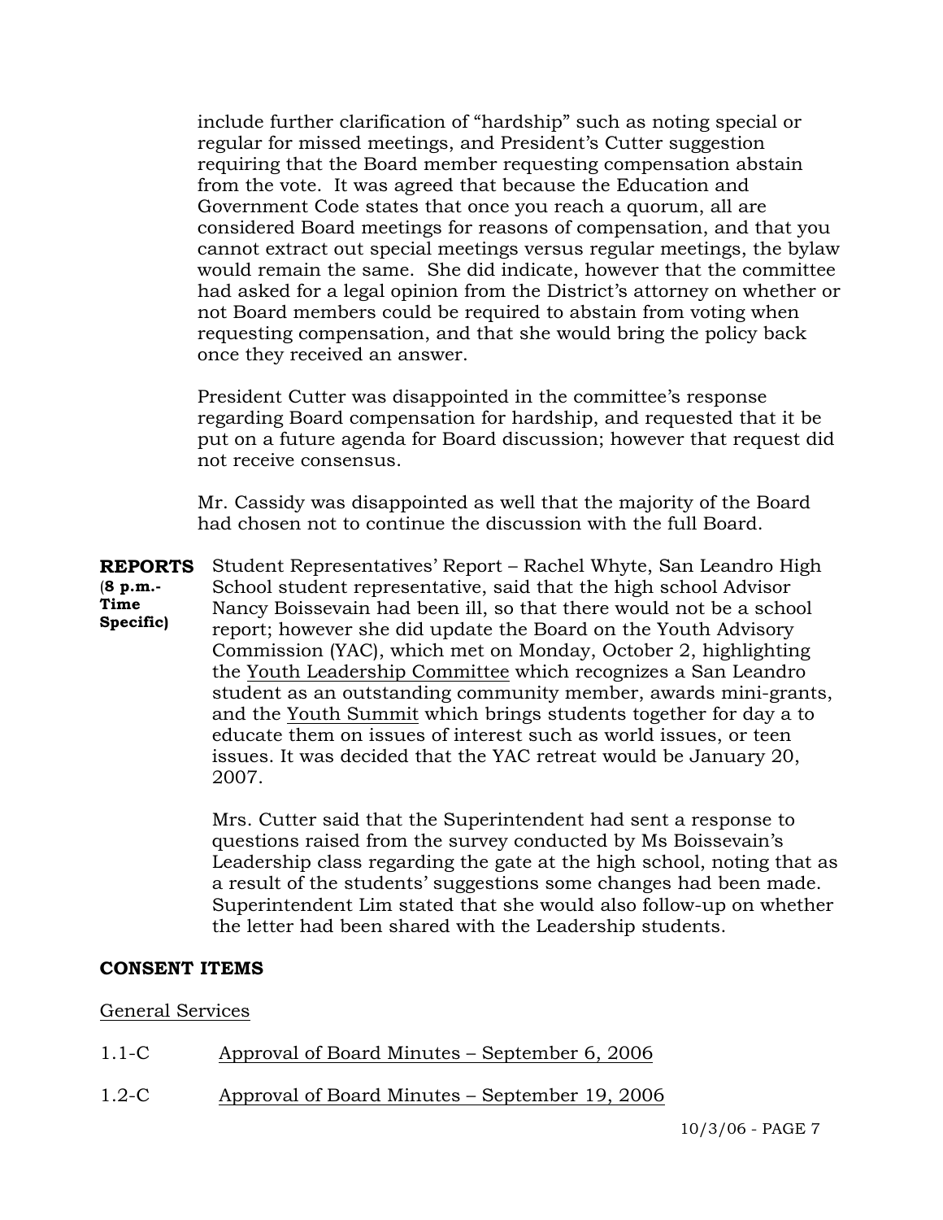include further clarification of "hardship" such as noting special or regular for missed meetings, and President's Cutter suggestion requiring that the Board member requesting compensation abstain from the vote. It was agreed that because the Education and Government Code states that once you reach a quorum, all are considered Board meetings for reasons of compensation, and that you cannot extract out special meetings versus regular meetings, the bylaw would remain the same. She did indicate, however that the committee had asked for a legal opinion from the District's attorney on whether or not Board members could be required to abstain from voting when requesting compensation, and that she would bring the policy back once they received an answer.

President Cutter was disappointed in the committee's response regarding Board compensation for hardship, and requested that it be put on a future agenda for Board discussion; however that request did not receive consensus.

Mr. Cassidy was disappointed as well that the majority of the Board had chosen not to continue the discussion with the full Board.

**REPORTS (8 p.m.- Time Specific)**

Student Representatives' Report – Rachel Whyte, San Leandro High School student representative, said that the high school Advisor Nancy Boissevain had been ill, so that there would not be a school report; however she did update the Board on the Youth Advisory Commission (YAC), which met on Monday, October 2, highlighting the Youth Leadership Committee which recognizes a San Leandro student as an outstanding community member, awards mini-grants, and the Youth Summit which brings students together for day a to educate them on issues of interest such as world issues, or teen issues. It was decided that the YAC retreat would be January 20, 2007.

Mrs. Cutter said that the Superintendent had sent a response to questions raised from the survey conducted by Ms Boissevain's Leadership class regarding the gate at the high school, noting that as a result of the students' suggestions some changes had been made. Superintendent Lim stated that she would also follow-up on whether the letter had been shared with the Leadership students.

## CONSENT ITEMS

General Services

1.1-C Approval of Board Minutes – September 6, 2006

1.2-C Approval of Board Minutes – September 19, 2006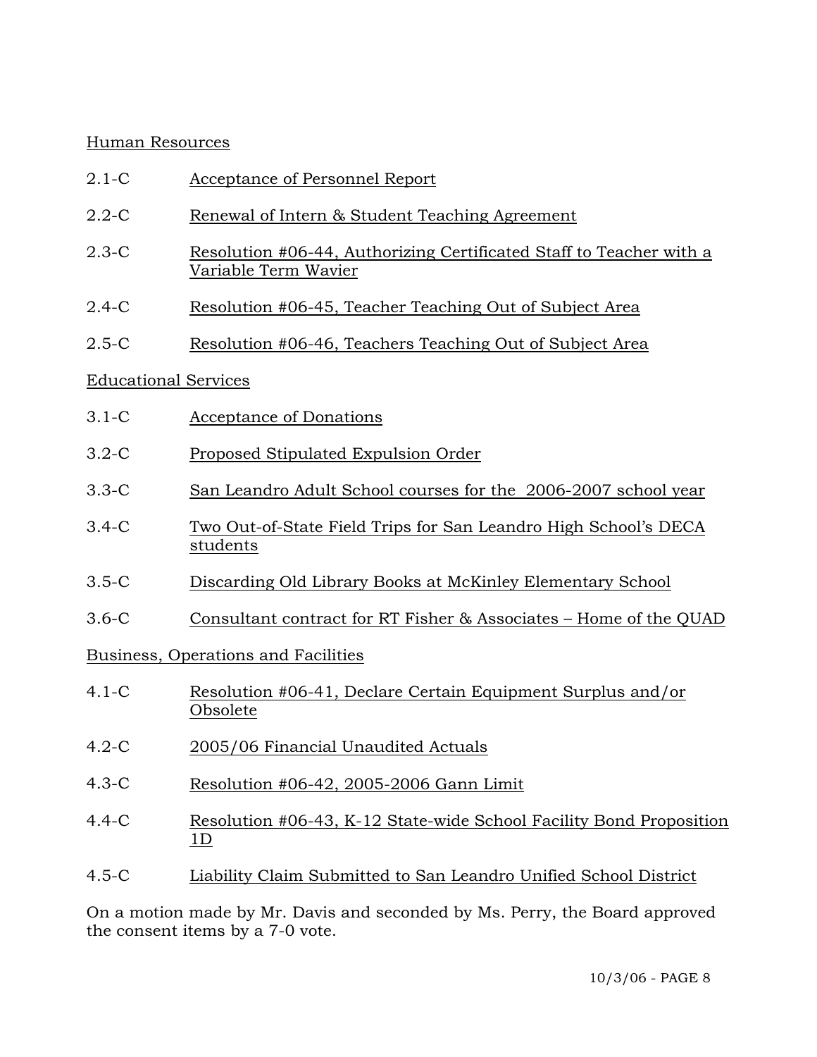Human Resources

2.1-C Acceptance of Personnel Report

2.2-C Renewal of Intern & Student Teaching Agreement

2.3-C Resolution #06-44, Authorizing Certificated Staff to Teacher with a Variable Term Wavier

2.4-C Resolution #06-45, Teacher Teaching Out of Subject Area

2.5-C Resolution #06-46, Teachers Teaching Out of Subject Area

Educational Services

3.1-C Acceptance of Donations

3.2-C Proposed Stipulated Expulsion Order

3.3-C San Leandro Adult School courses for the 2006-2007 school year

3.4-C Two Out-of-State Field Trips for San Leandro High School's DECA students

3.5-C Discarding Old Library Books at McKinley Elementary School

3.6-C Consultant contract for RT Fisher & Associates – Home of the QUAD

Business, Operations and Facilities

4.1-C Resolution #06-41, Declare Certain Equipment Surplus and/or Obsolete

4.2-C 2005/06 Financial Unaudited Actuals

4.3-C Resolution #06-42, 2005-2006 Gann Limit

4.4-C Resolution #06-43, K-12 State-wide School Facility Bond Proposition 1D

4.5-C Liability Claim Submitted to San Leandro Unified School District

On a motion made by Mr. Davis and seconded by Ms. Perry, the Board approved the consent items by a 7-0 vote.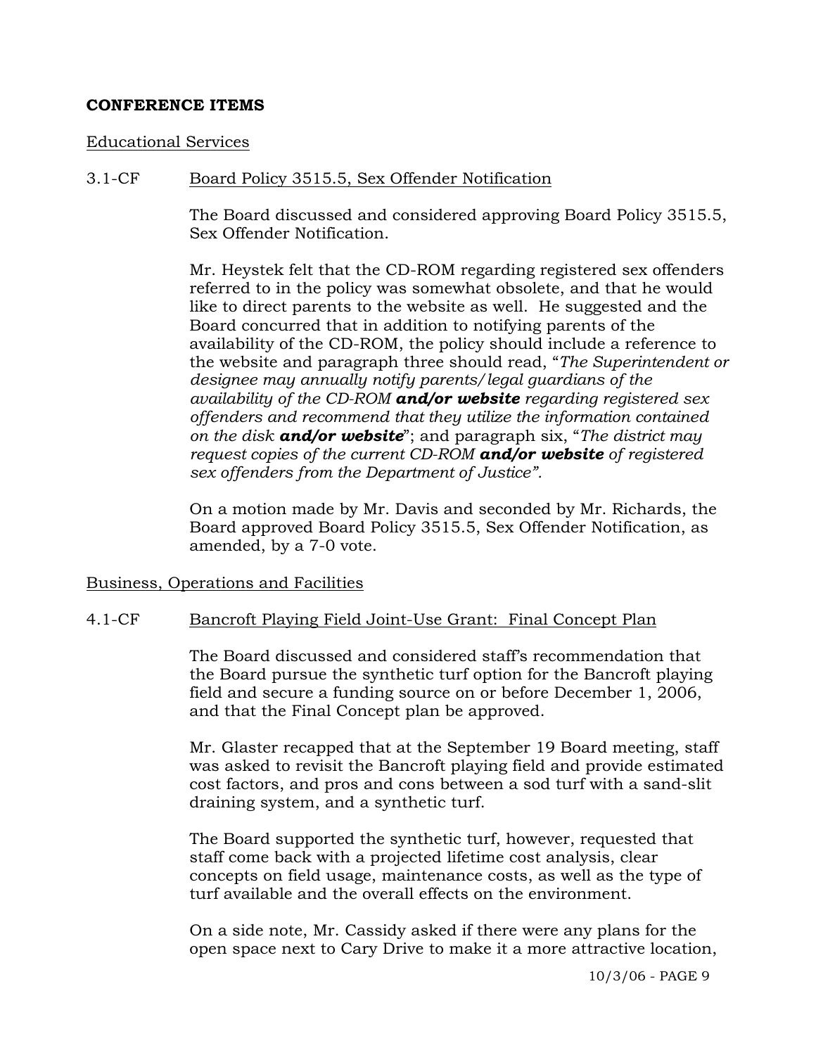**CONFERENCE ITEMS**

Educational Services

3.1-CF Board Policy 3515.5, Sex Offender Notification

The Board discussed and considered approving Board Policy 3515.5, Sex Offender Notification.

Mr. Heystek felt that the CD-ROM regarding registered sex offenders referred to in the policy was somewhat obsolete, and that he would like to direct parents to the website as well. He suggested and the Board concurred that in addition to notifying parents of the availability of the CD-ROM, the policy should include a reference to the website and paragraph three should read, "*The Superintendent or designee may annually notify parents/legal guardians of the availability of the CD-ROM* ***and/or website*** *regarding registered sex offenders and recommend that they utilize the information contained on the disk* ***and/or website***"; and paragraph six, "*The district may request copies of the current CD-ROM* ***and/or website*** *of registered sex offenders from the Department of Justice".*

On a motion made by Mr. Davis and seconded by Mr. Richards, the Board approved Board Policy 3515.5, Sex Offender Notification, as amended, by a 7-0 vote.

Business, Operations and Facilities

4.1-CF Bancroft Playing Field Joint-Use Grant: Final Concept Plan

The Board discussed and considered staff's recommendation that the Board pursue the synthetic turf option for the Bancroft playing field and secure a funding source on or before December 1, 2006, and that the Final Concept plan be approved.

Mr. Glaster recapped that at the September 19 Board meeting, staff was asked to revisit the Bancroft playing field and provide estimated cost factors, and pros and cons between a sod turf with a sand-slit draining system, and a synthetic turf.

The Board supported the synthetic turf, however, requested that staff come back with a projected lifetime cost analysis, clear concepts on field usage, maintenance costs, as well as the type of turf available and the overall effects on the environment.

On a side note, Mr. Cassidy asked if there were any plans for the open space next to Cary Drive to make it a more attractive location,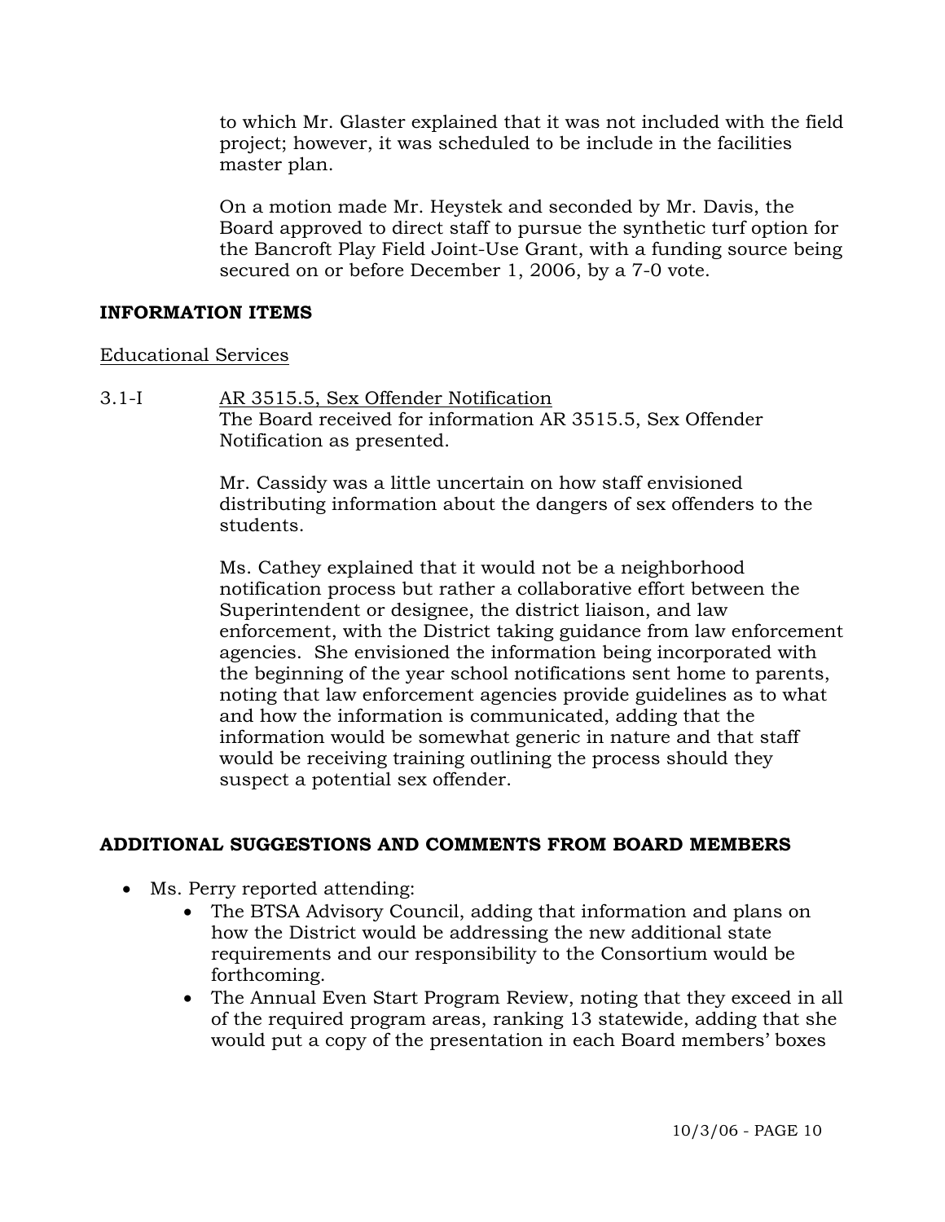to which Mr. Glaster explained that it was not included with the field project; however, it was scheduled to be include in the facilities master plan.

On a motion made Mr. Heystek and seconded by Mr. Davis, the Board approved to direct staff to pursue the synthetic turf option for the Bancroft Play Field Joint-Use Grant, with a funding source being secured on or before December 1, 2006, by a 7-0 vote.

**INFORMATION ITEMS**

Educational Services

3.1-I AR 3515.5, Sex Offender Notification

The Board received for information AR 3515.5, Sex Offender Notification as presented.

Mr. Cassidy was a little uncertain on how staff envisioned distributing information about the dangers of sex offenders to the students.

Ms. Cathey explained that it would not be a neighborhood notification process but rather a collaborative effort between the Superintendent or designee, the district liaison, and law enforcement, with the District taking guidance from law enforcement agencies. She envisioned the information being incorporated with the beginning of the year school notifications sent home to parents, noting that law enforcement agencies provide guidelines as to what and how the information is communicated, adding that the information would be somewhat generic in nature and that staff would be receiving training outlining the process should they suspect a potential sex offender.

**ADDITIONAL SUGGESTIONS AND COMMENTS FROM BOARD MEMBERS**

- Ms. Perry reported attending:
  - The BTSA Advisory Council, adding that information and plans on how the District would be addressing the new additional state requirements and our responsibility to the Consortium would be forthcoming.
  - The Annual Even Start Program Review, noting that they exceed in all of the required program areas, ranking 13 statewide, adding that she would put a copy of the presentation in each Board members' boxes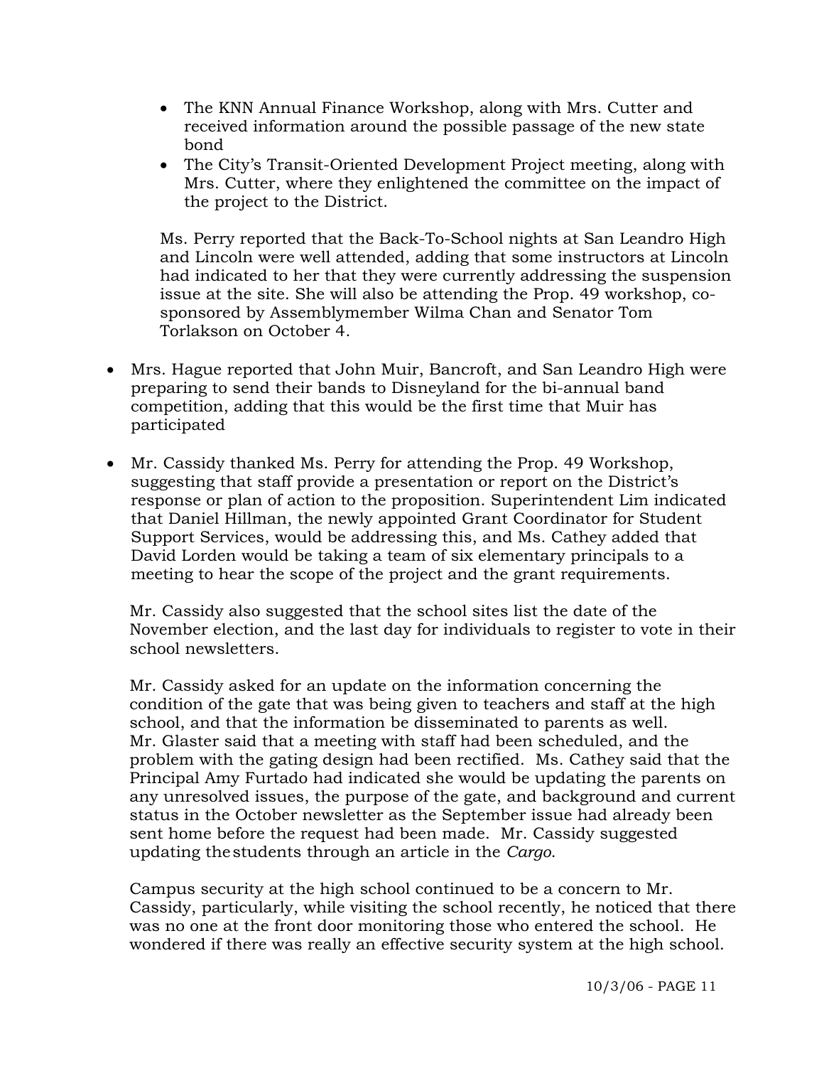- The KNN Annual Finance Workshop, along with Mrs. Cutter and received information around the possible passage of the new state bond
    - The City's Transit-Oriented Development Project meeting, along with Mrs. Cutter, where they enlightened the committee on the impact of the project to the District.

  Ms. Perry reported that the Back-To-School nights at San Leandro High and Lincoln were well attended, adding that some instructors at Lincoln had indicated to her that they were currently addressing the suspension issue at the site. She will also be attending the Prop. 49 workshop, co-sponsored by Assemblymember Wilma Chan and Senator Tom Torlakson on October 4.

- Mrs. Hague reported that John Muir, Bancroft, and San Leandro High were preparing to send their bands to Disneyland for the bi-annual band competition, adding that this would be the first time that Muir has participated

- Mr. Cassidy thanked Ms. Perry for attending the Prop. 49 Workshop, suggesting that staff provide a presentation or report on the District's response or plan of action to the proposition. Superintendent Lim indicated that Daniel Hillman, the newly appointed Grant Coordinator for Student Support Services, would be addressing this, and Ms. Cathey added that David Lorden would be taking a team of six elementary principals to a meeting to hear the scope of the project and the grant requirements.

  Mr. Cassidy also suggested that the school sites list the date of the November election, and the last day for individuals to register to vote in their school newsletters.

  Mr. Cassidy asked for an update on the information concerning the condition of the gate that was being given to teachers and staff at the high school, and that the information be disseminated to parents as well. Mr. Glaster said that a meeting with staff had been scheduled, and the problem with the gating design had been rectified. Ms. Cathey said that the Principal Amy Furtado had indicated she would be updating the parents on any unresolved issues, the purpose of the gate, and background and current status in the October newsletter as the September issue had already been sent home before the request had been made. Mr. Cassidy suggested updating the students through an article in the *Cargo*.

  Campus security at the high school continued to be a concern to Mr. Cassidy, particularly, while visiting the school recently, he noticed that there was no one at the front door monitoring those who entered the school. He wondered if there was really an effective security system at the high school.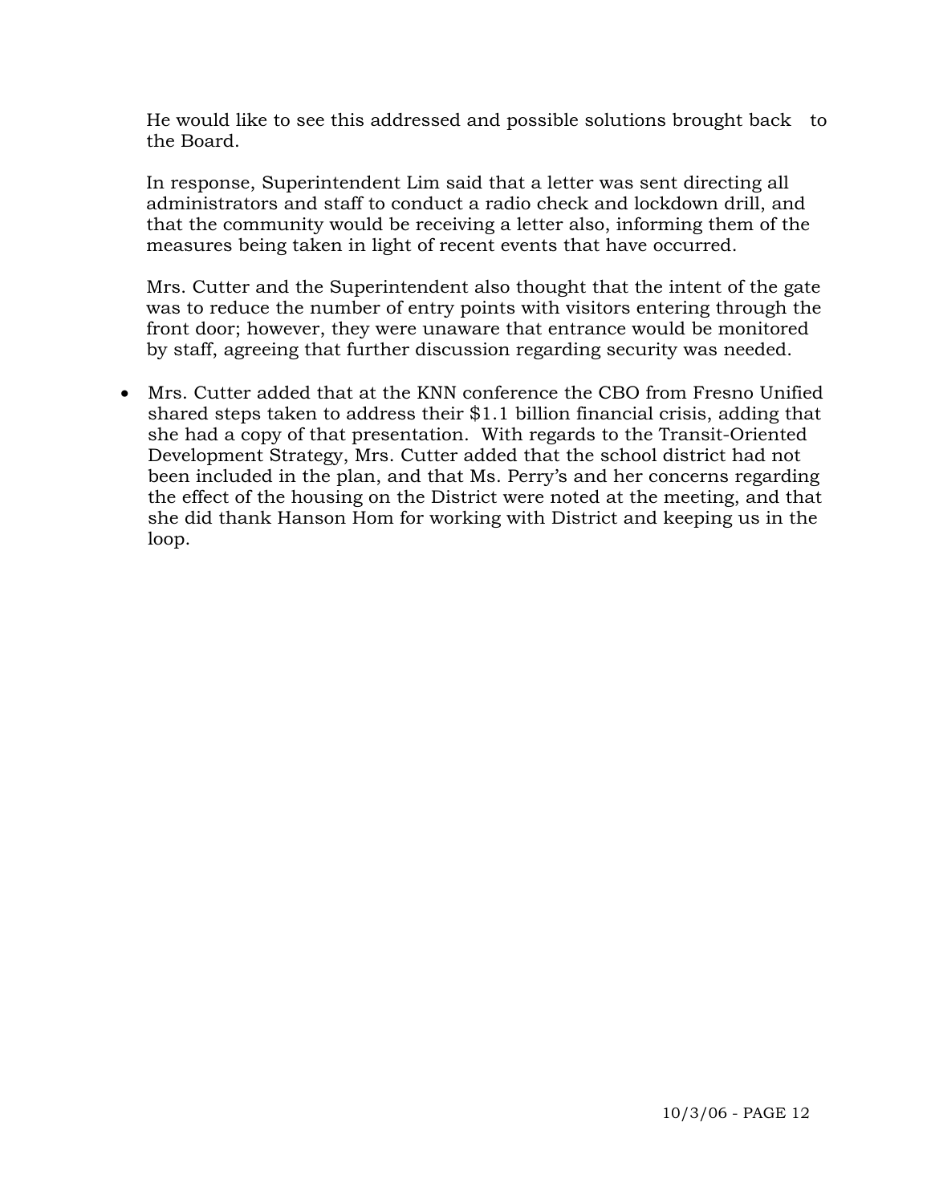He would like to see this addressed and possible solutions brought back to the Board.

In response, Superintendent Lim said that a letter was sent directing all administrators and staff to conduct a radio check and lockdown drill, and that the community would be receiving a letter also, informing them of the measures being taken in light of recent events that have occurred.

Mrs. Cutter and the Superintendent also thought that the intent of the gate was to reduce the number of entry points with visitors entering through the front door; however, they were unaware that entrance would be monitored by staff, agreeing that further discussion regarding security was needed.

- Mrs. Cutter added that at the KNN conference the CBO from Fresno Unified shared steps taken to address their $1.1 billion financial crisis, adding that she had a copy of that presentation. With regards to the Transit-Oriented Development Strategy, Mrs. Cutter added that the school district had not been included in the plan, and that Ms. Perry's and her concerns regarding the effect of the housing on the District were noted at the meeting, and that she did thank Hanson Hom for working with District and keeping us in the loop.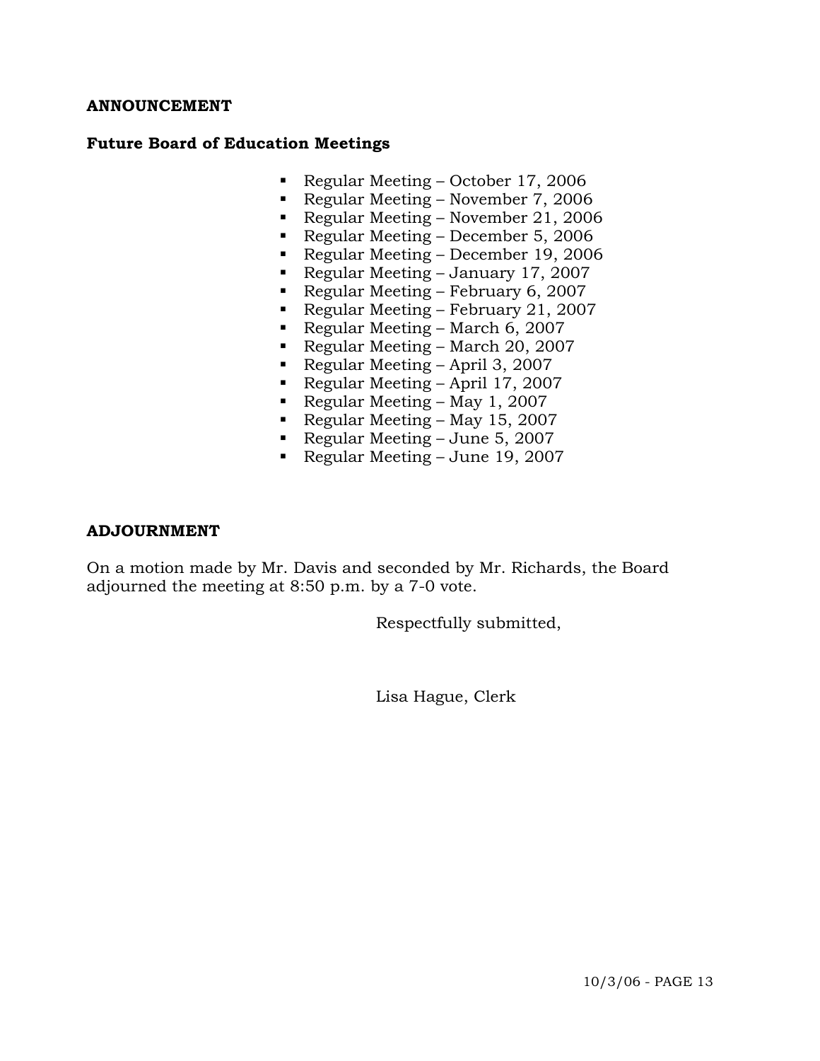**ANNOUNCEMENT**

**Future Board of Education Meetings**

- Regular Meeting – October 17, 2006
- Regular Meeting – November 7, 2006
- Regular Meeting – November 21, 2006
- Regular Meeting – December 5, 2006
- Regular Meeting – December 19, 2006
- Regular Meeting – January 17, 2007
- Regular Meeting – February 6, 2007
- Regular Meeting – February 21, 2007
- Regular Meeting – March 6, 2007
- Regular Meeting – March 20, 2007
- Regular Meeting – April 3, 2007
- Regular Meeting – April 17, 2007
- Regular Meeting – May 1, 2007
- Regular Meeting – May 15, 2007
- Regular Meeting – June 5, 2007
- Regular Meeting – June 19, 2007

**ADJOURNMENT**

On a motion made by Mr. Davis and seconded by Mr. Richards, the Board adjourned the meeting at 8:50 p.m. by a 7-0 vote.

Respectfully submitted,

Lisa Hague, Clerk